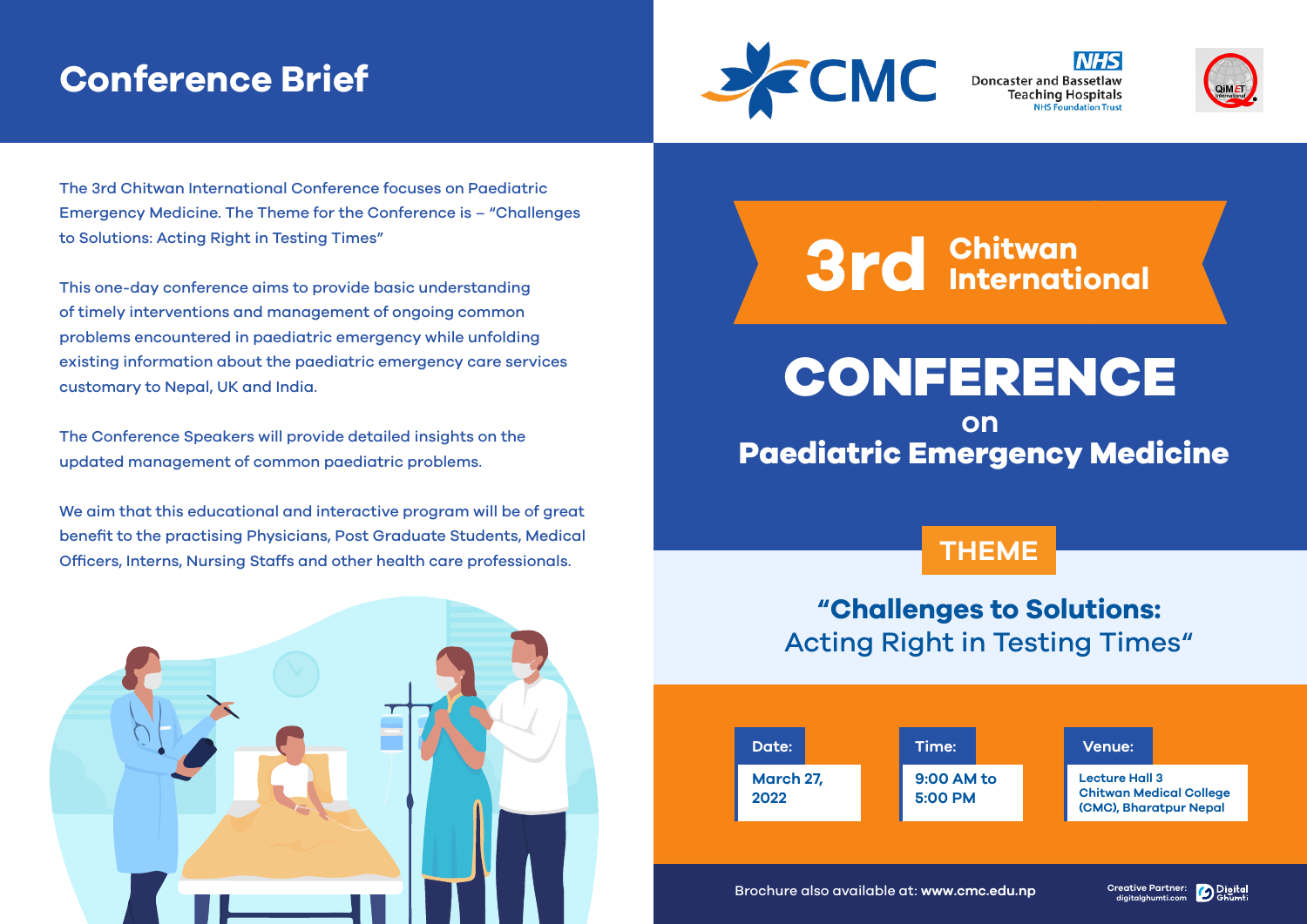# Conference Brief

The 3rd Chitwan International Conference focuses on Paediatric Emergency Medicine. The Theme for the Conference is – "Challenges to Solutions: Acting Right in Testing Times"

This one-day conference aims to provide basic understanding of timely interventions and management of ongoing common problems encountered in paediatric emergency while unfolding existing information about the paediatric emergency care services customary to Nepal, UK and India.

The Conference Speakers will provide detailed insights on the updated management of common paediatric problems.

We aim that this educational and interactive program will be of great benefit to the practising Physicians, Post Graduate Students, Medical Officers, Interns, Nursing Staffs and other health care professionals.

CMC

NHS
Doncaster and Bassetlaw Teaching Hospitals
NHS Foundation Trust

QiMET International

# 3rd Chitwan International

# CONFERENCE

on

## Paediatric Emergency Medicine

### THEME

**"Challenges to Solutions:**
Acting Right in Testing Times"

**Date:**
March 27, 2022

**Time:**
9:00 AM to 5:00 PM

**Venue:**
Lecture Hall 3
Chitwan Medical College (CMC), Bharatpur Nepal

Brochure also available at: **www.cmc.edu.np**

Creative Partner: digitalghumti.com Digital Ghumti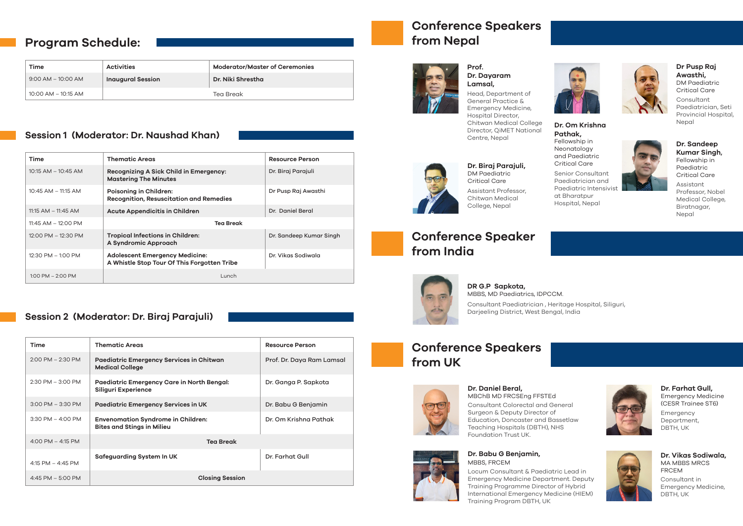## Program Schedule:

| Time | Activities | Moderator/Master of Ceremonies |
|---|---|---|
| 9:00 AM – 10:00 AM | **Inaugural Session** | **Dr. Niki Shrestha** |
| 10:00 AM – 10:15 AM | Tea Break | |

## Session 1 (Moderator: Dr. Naushad Khan)

| Time | Thematic Areas | Resource Person |
|---|---|---|
| 10:15 AM – 10:45 AM | **Recognizing A Sick Child in Emergency: Mastering The Minutes** | Dr. Biraj Parajuli |
| 10:45 AM – 11:15 AM | **Poisoning in Children: Recognition, Resuscitation and Remedies** | Dr Pusp Raj Awasthi |
| 11:15 AM – 11:45 AM | **Acute Appendicitis in Children** | Dr. Daniel Beral |
| 11:45 AM – 12:00 PM | **Tea Break** | |
| 12:00 PM – 12:30 PM | **Tropical Infections in Children: A Syndromic Approach** | Dr. Sandeep Kumar Singh |
| 12:30 PM – 1:00 PM | **Adolescent Emergency Medicine: A Whistle Stop Tour Of This Forgotten Tribe** | Dr. Vikas Sodiwala |
| 1:00 PM – 2:00 PM | Lunch | |

## Session 2 (Moderator: Dr. Biraj Parajuli)

| Time | Thematic Areas | Resource Person |
|---|---|---|
| 2:00 PM – 2:30 PM | **Paediatric Emergency Services in Chitwan Medical College** | Prof. Dr. Daya Ram Lamsal |
| 2:30 PM – 3:00 PM | **Paediatric Emergency Care in North Bengal: Siliguri Experience** | Dr. Ganga P. Sapkota |
| 3:00 PM – 3:30 PM | **Paediatric Emergency Services in UK** | Dr. Babu G Benjamin |
| 3:30 PM – 4:00 PM | **Envenomation Syndrome in Children: Bites and Stings in Milieu** | Dr. Om Krishna Pathak |
| 4:00 PM – 4:15 PM | **Tea Break** | |
| 4:15 PM – 4:45 PM | **Safeguarding System In UK** | Dr. Farhat Gull |
| 4:45 PM – 5:00 PM | **Closing Session** | |

## Conference Speakers from Nepal

**Prof. Dr. Dayaram Lamsal,**
Head, Department of General Practice & Emergency Medicine, Hospital Director, Chitwan Medical College
Director, QiMET National Centre, Nepal

**Dr. Om Krishna Pathak,**
Fellowship in Neonatology and Paediatric Critical Care
Senior Consultant Paediatrician and Paediatric Intensivist at Bharatpur Hospital, Nepal

**Dr Pusp Raj Awasthi,**
DM Paediatric Critical Care
Consultant Paediatrician, Seti Provincial Hospital, Nepal

**Dr. Biraj Parajuli,**
DM Paediatric Critical Care
Assistant Professor, Chitwan Medical College, Nepal

**Dr. Sandeep Kumar Singh,**
Fellowship in Paediatric Critical Care
Assistant Professor, Nobel Medical College, Biratnagar, Nepal

## Conference Speaker from India

**DR G.P Sapkota,**
MBBS, MD Paediatrics, IDPCCM.
Consultant Paediatrician , Heritage Hospital, Siliguri, Darjeeling District, West Bengal, India

## Conference Speakers from UK

**Dr. Daniel Beral,**
MBChB MD FRCSEng FFSTEd
Consultant Colorectal and General Surgeon & Deputy Director of Education, Doncaster and Bassetlaw Teaching Hospitals (DBTH), NHS Foundation Trust UK.

**Dr. Farhat Gull,**
Emergency Medicine (CESR Trainee ST6)
Emergency Department, DBTH, UK

**Dr. Babu G Benjamin,**
MBBS, FRCEM
Locum Consultant & Paediatric Lead in Emergency Medicine Department. Deputy Training Programme Director of Hybrid International Emergency Medicine (HIEM) Training Program DBTH, UK

**Dr. Vikas Sodiwala,**
MA MBBS MRCS FRCEM
Consultant in Emergency Medicine, DBTH, UK